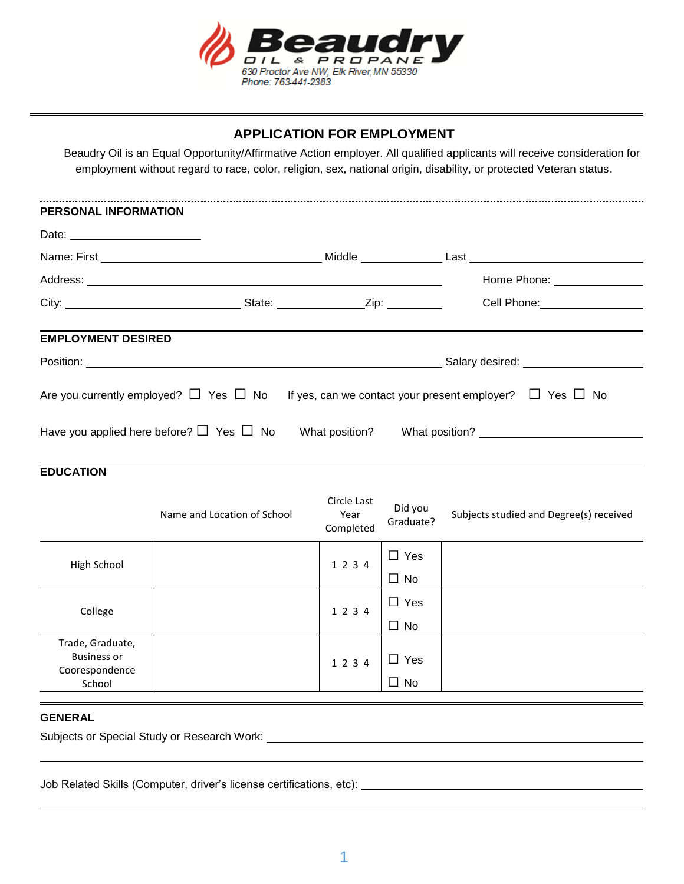**Beaudry**
OIL & PROPANE
630 Proctor Ave NW, Elk River, MN 55330
Phone: 763-441-2383

---

# APPLICATION FOR EMPLOYMENT

Beaudry Oil is an Equal Opportunity/Affirmative Action employer. All qualified applicants will receive consideration for employment without regard to race, color, religion, sex, national origin, disability, or protected Veteran status.

## PERSONAL INFORMATION

Date: ____________________

Name: First ________________________________ Middle ____________ Last ____________________

Address: ____________________________________________________ Home Phone: ______________

City: __________________________ State: ______________ Zip: _________ Cell Phone: ______________

## EMPLOYMENT DESIRED

Position: ____________________________________________________ Salary desired: ______________

Are you currently employed? ☐ Yes ☐ No    If yes, can we contact your present employer? ☐ Yes ☐ No

Have you applied here before? ☐ Yes ☐ No    What position?    What position? ______________________

## EDUCATION

| | Name and Location of School | Circle Last Year Completed | Did you Graduate? | Subjects studied and Degree(s) received |
|---|---|---|---|---|
| High School | | 1 2 3 4 | ☐ Yes ☐ No | |
| College | | 1 2 3 4 | ☐ Yes ☐ No | |
| Trade, Graduate, Business or Coorespondence School | | 1 2 3 4 | ☐ Yes ☐ No | |

## GENERAL

Subjects or Special Study or Research Work: ________________________________________________

____________________________________________________________________________________

Job Related Skills (Computer, driver's license certifications, etc): ______________________________

____________________________________________________________________________________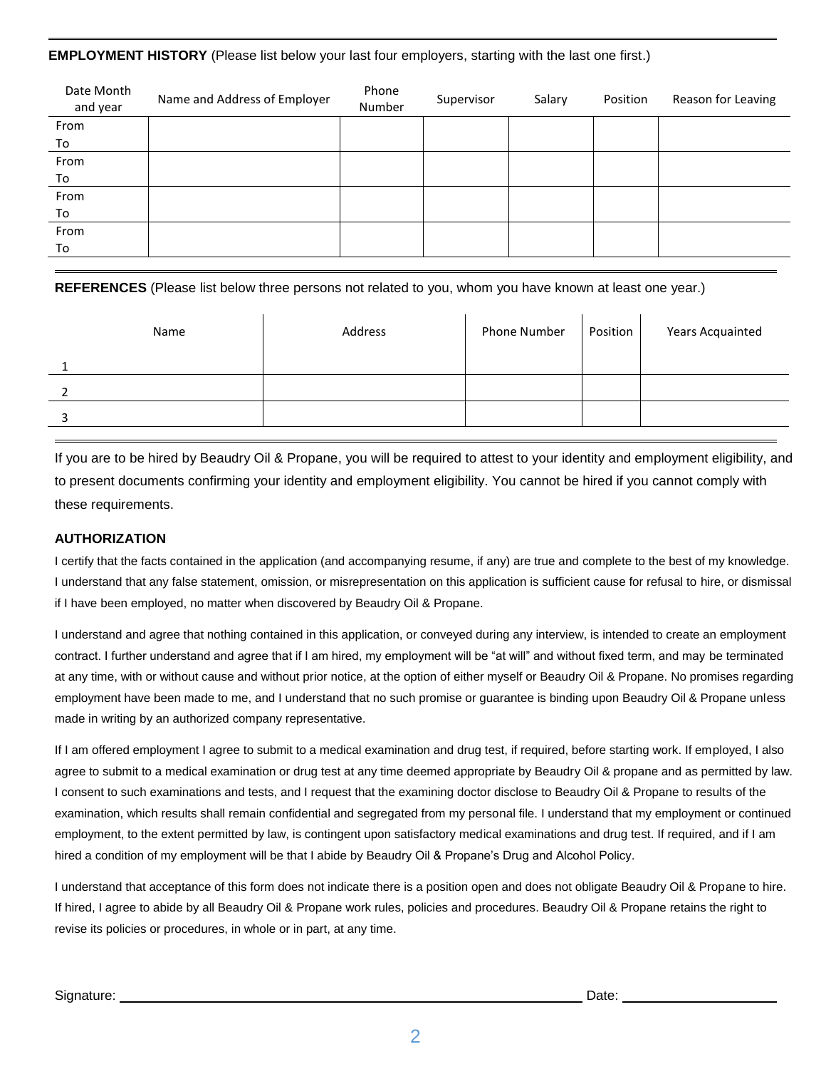**EMPLOYMENT HISTORY** (Please list below your last four employers, starting with the last one first.)

| Date Month and year | Name and Address of Employer | Phone Number | Supervisor | Salary | Position | Reason for Leaving |
| --- | --- | --- | --- | --- | --- | --- |
| From<br>To | | | | | | |
| From<br>To | | | | | | |
| From<br>To | | | | | | |
| From<br>To | | | | | | |

**REFERENCES** (Please list below three persons not related to you, whom you have known at least one year.)

| Name | Address | Phone Number | Position | Years Acquainted |
| --- | --- | --- | --- | --- |
| 1 | | | | |
| 2 | | | | |
| 3 | | | | |

If you are to be hired by Beaudry Oil & Propane, you will be required to attest to your identity and employment eligibility, and to present documents confirming your identity and employment eligibility. You cannot be hired if you cannot comply with these requirements.

**AUTHORIZATION**

I certify that the facts contained in the application (and accompanying resume, if any) are true and complete to the best of my knowledge. I understand that any false statement, omission, or misrepresentation on this application is sufficient cause for refusal to hire, or dismissal if I have been employed, no matter when discovered by Beaudry Oil & Propane.

I understand and agree that nothing contained in this application, or conveyed during any interview, is intended to create an employment contract. I further understand and agree that if I am hired, my employment will be "at will" and without fixed term, and may be terminated at any time, with or without cause and without prior notice, at the option of either myself or Beaudry Oil & Propane. No promises regarding employment have been made to me, and I understand that no such promise or guarantee is binding upon Beaudry Oil & Propane unless made in writing by an authorized company representative.

If I am offered employment I agree to submit to a medical examination and drug test, if required, before starting work. If employed, I also agree to submit to a medical examination or drug test at any time deemed appropriate by Beaudry Oil & propane and as permitted by law. I consent to such examinations and tests, and I request that the examining doctor disclose to Beaudry Oil & Propane to results of the examination, which results shall remain confidential and segregated from my personal file. I understand that my employment or continued employment, to the extent permitted by law, is contingent upon satisfactory medical examinations and drug test. If required, and if I am hired a condition of my employment will be that I abide by Beaudry Oil & Propane's Drug and Alcohol Policy.

I understand that acceptance of this form does not indicate there is a position open and does not obligate Beaudry Oil & Propane to hire. If hired, I agree to abide by all Beaudry Oil & Propane work rules, policies and procedures. Beaudry Oil & Propane retains the right to revise its policies or procedures, in whole or in part, at any time.

Signature: ______________________________ Date: ________________